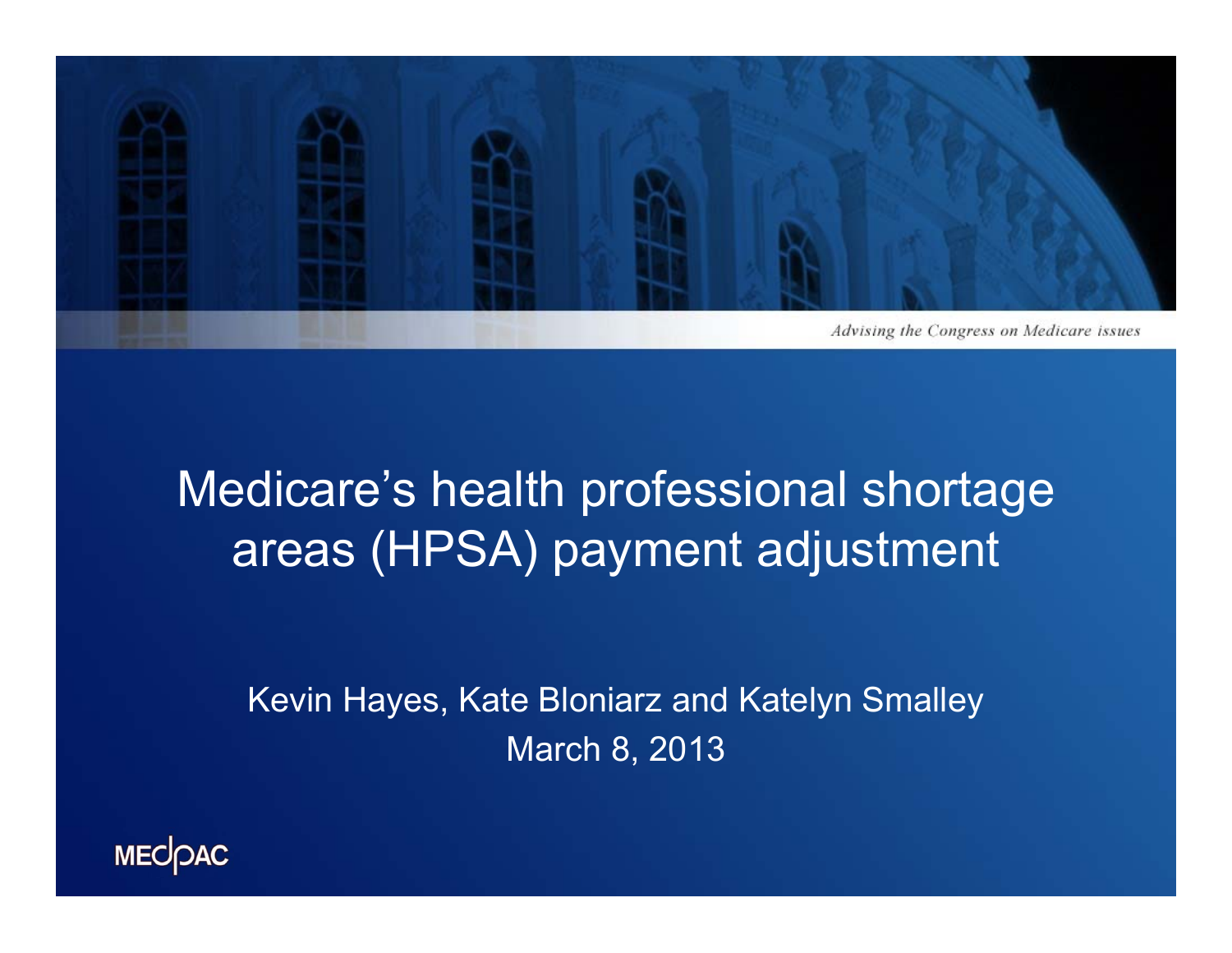*Advising the Congress on Medicare issues*

# Medicare's health professional shortage areas (HPSA) payment adjustment

Kevin Hayes, Kate Bloniarz and Katelyn Smalley

March 8, 2013

MEDPAC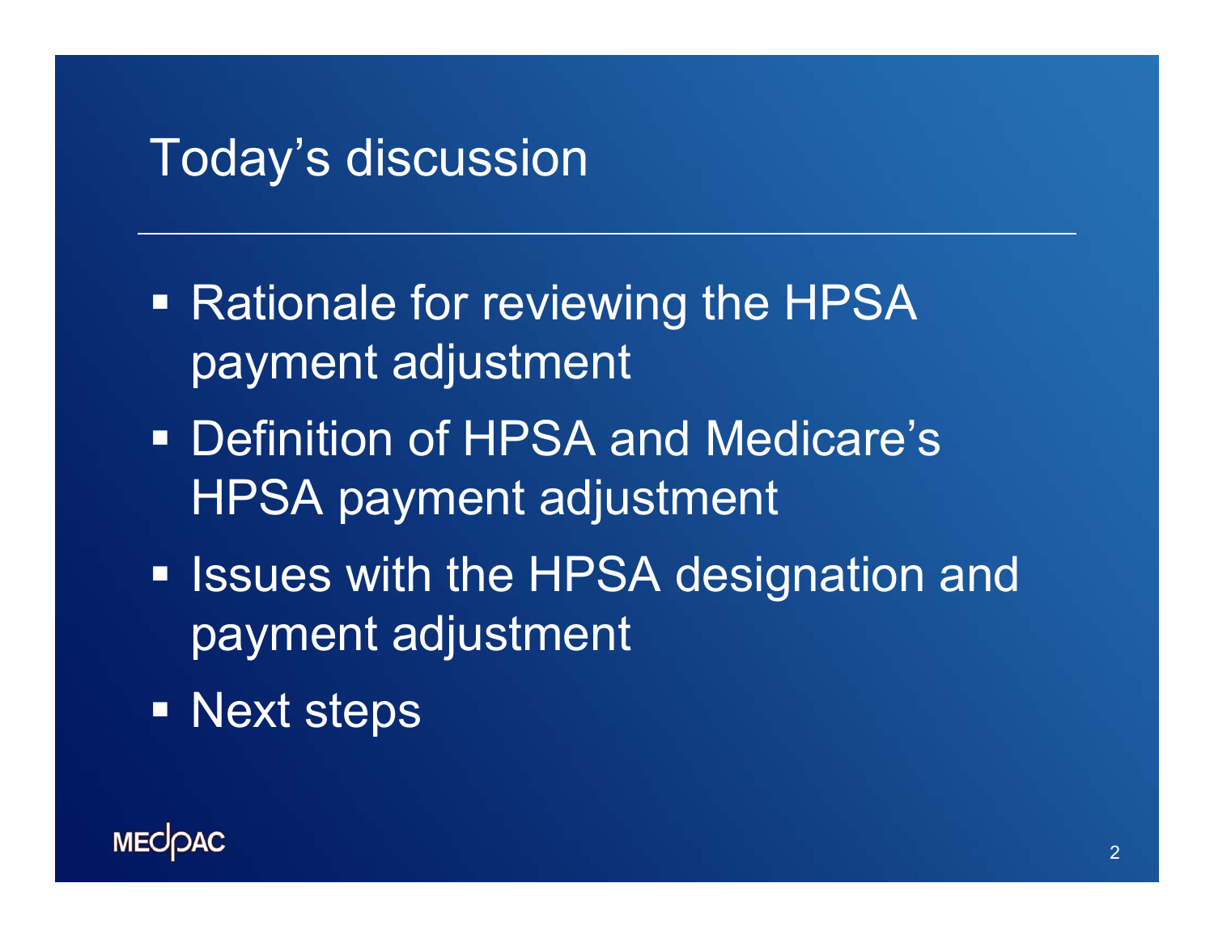# Today's discussion

- Rationale for reviewing the HPSA payment adjustment
- Definition of HPSA and Medicare's HPSA payment adjustment
- Issues with the HPSA designation and payment adjustment
- Next steps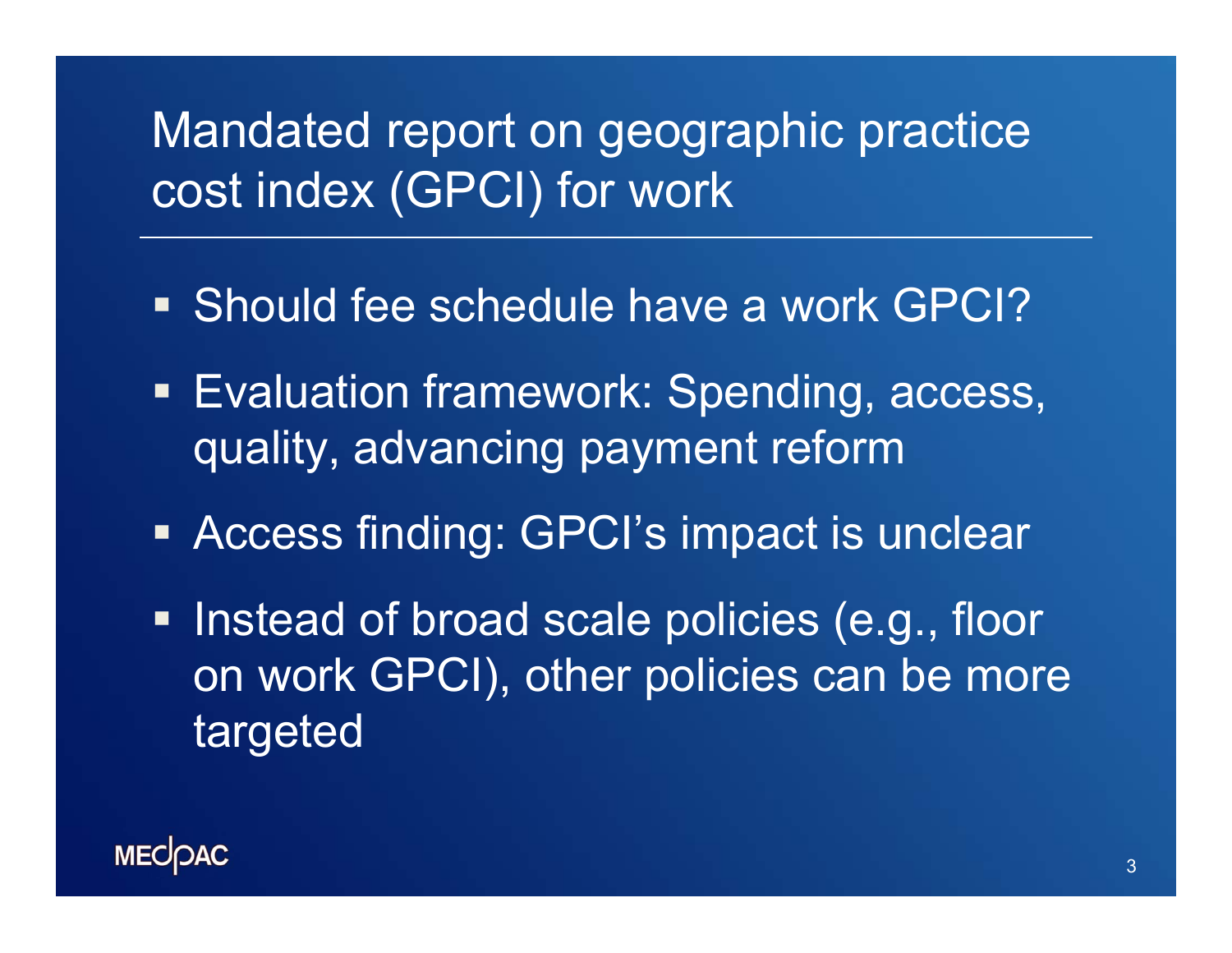# Mandated report on geographic practice cost index (GPCI) for work

- Should fee schedule have a work GPCI?
- Evaluation framework: Spending, access, quality, advancing payment reform
- Access finding: GPCI's impact is unclear
- Instead of broad scale policies (e.g., floor on work GPCI), other policies can be more targeted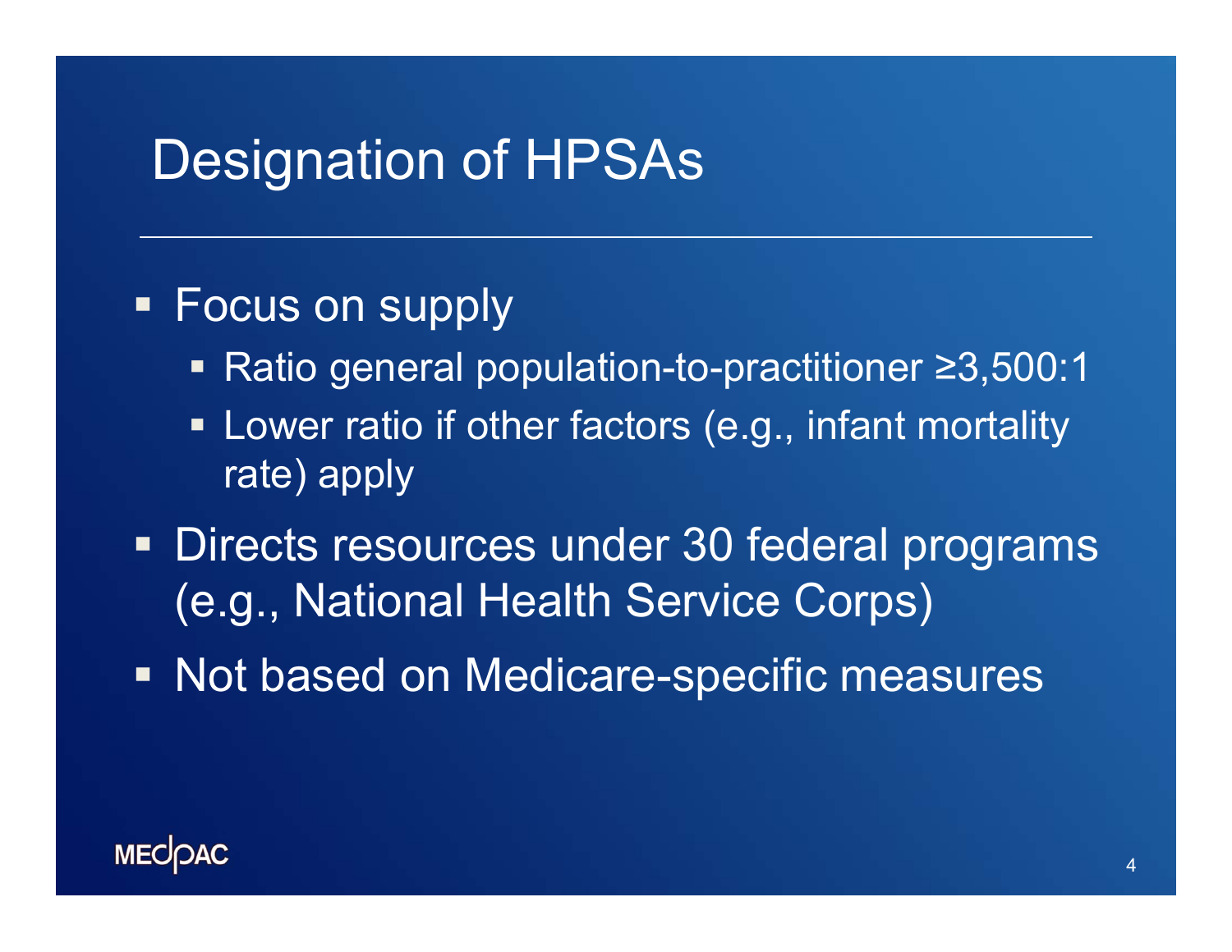# Designation of HPSAs

- Focus on supply
  - Ratio general population-to-practitioner ≥3,500:1
  - Lower ratio if other factors (e.g., infant mortality rate) apply
- Directs resources under 30 federal programs (e.g., National Health Service Corps)
- Not based on Medicare-specific measures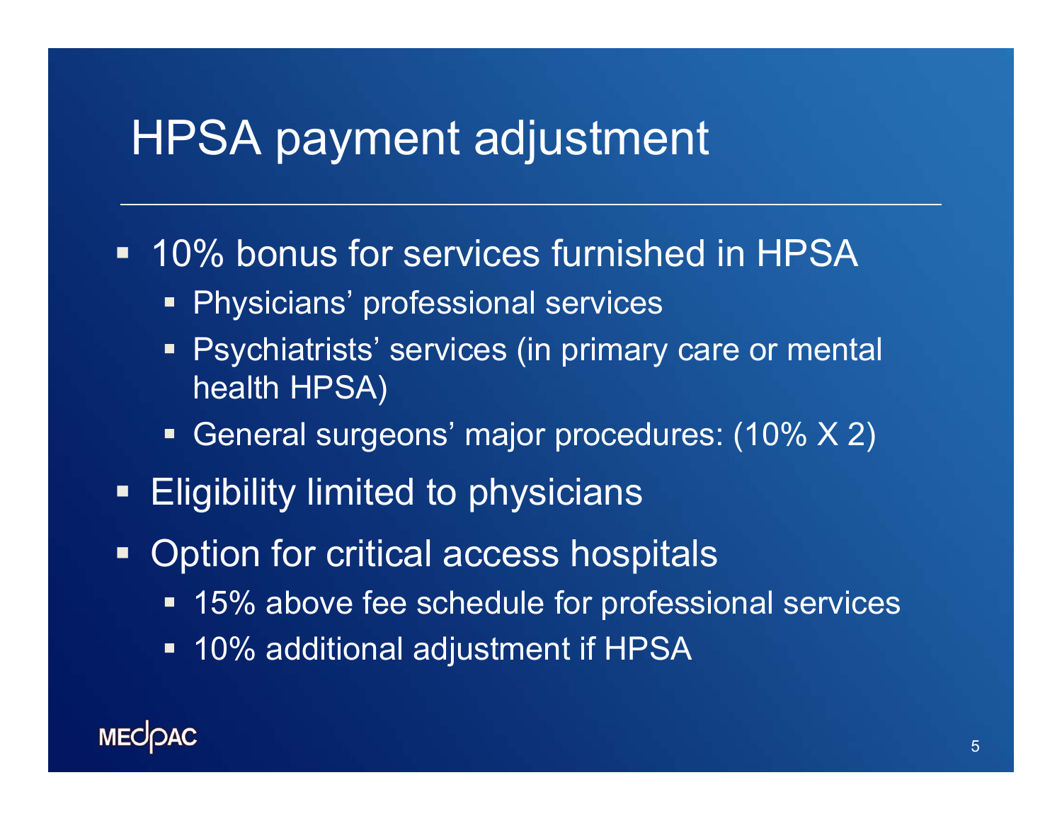# HPSA payment adjustment

- 10% bonus for services furnished in HPSA
  - Physicians' professional services
  - Psychiatrists' services (in primary care or mental health HPSA)
  - General surgeons' major procedures: (10% X 2)
- Eligibility limited to physicians
- Option for critical access hospitals
  - 15% above fee schedule for professional services
  - 10% additional adjustment if HPSA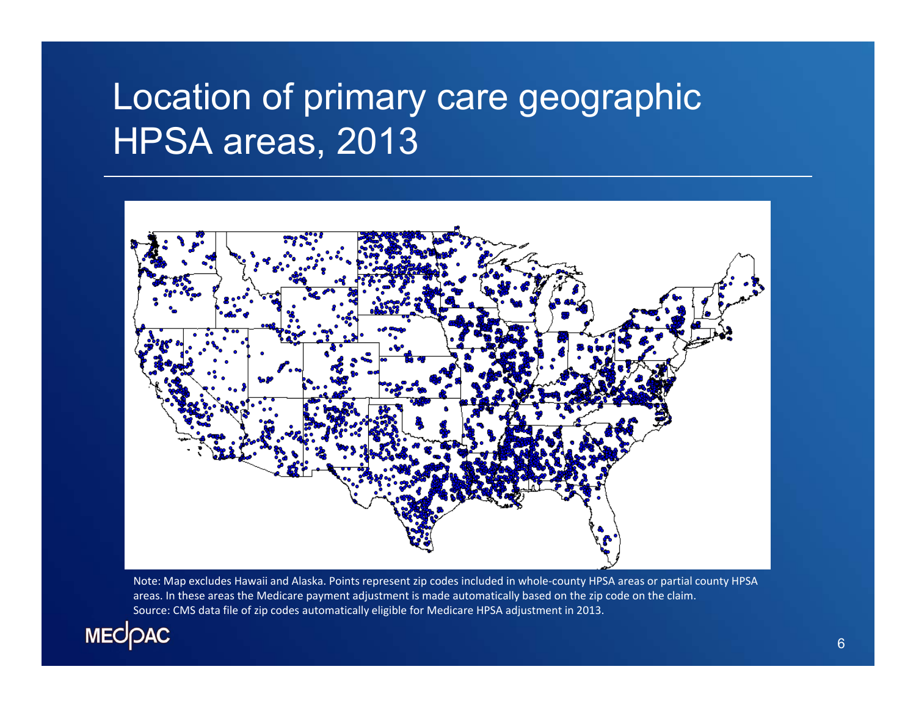# Location of primary care geographic HPSA areas, 2013

Note: Map excludes Hawaii and Alaska. Points represent zip codes included in whole-county HPSA areas or partial county HPSA areas. In these areas the Medicare payment adjustment is made automatically based on the zip code on the claim.
Source: CMS data file of zip codes automatically eligible for Medicare HPSA adjustment in 2013.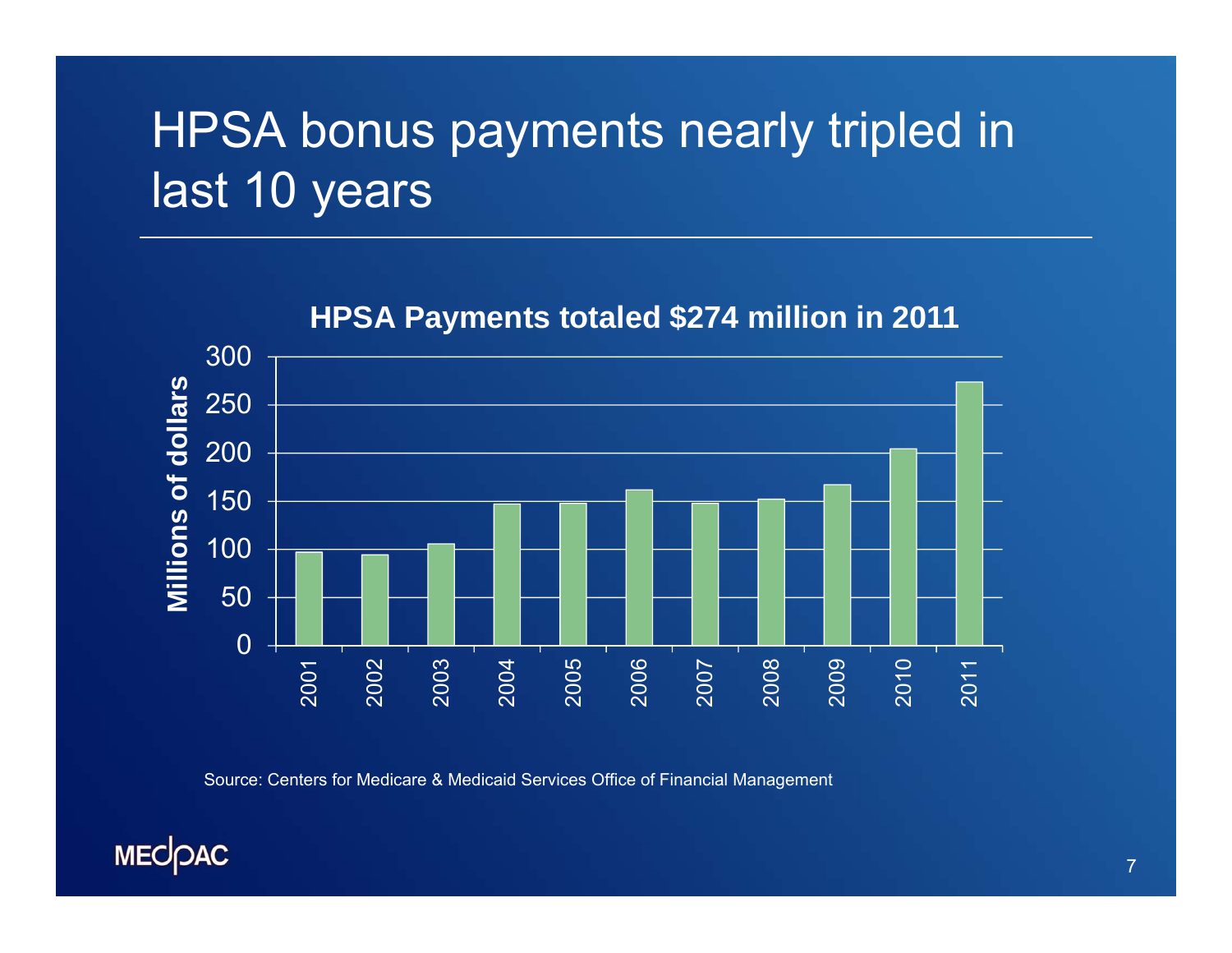# HPSA bonus payments nearly tripled in last 10 years

**HPSA Payments totaled $274 million in 2011**

| Year | Millions of dollars |
|---|---|
| 2001 | 97 |
| 2002 | 94 |
| 2003 | 106 |
| 2004 | 147 |
| 2005 | 148 |
| 2006 | 162 |
| 2007 | 148 |
| 2008 | 152 |
| 2009 | 167 |
| 2010 | 204 |
| 2011 | 274 |

Source: Centers for Medicare & Medicaid Services Office of Financial Management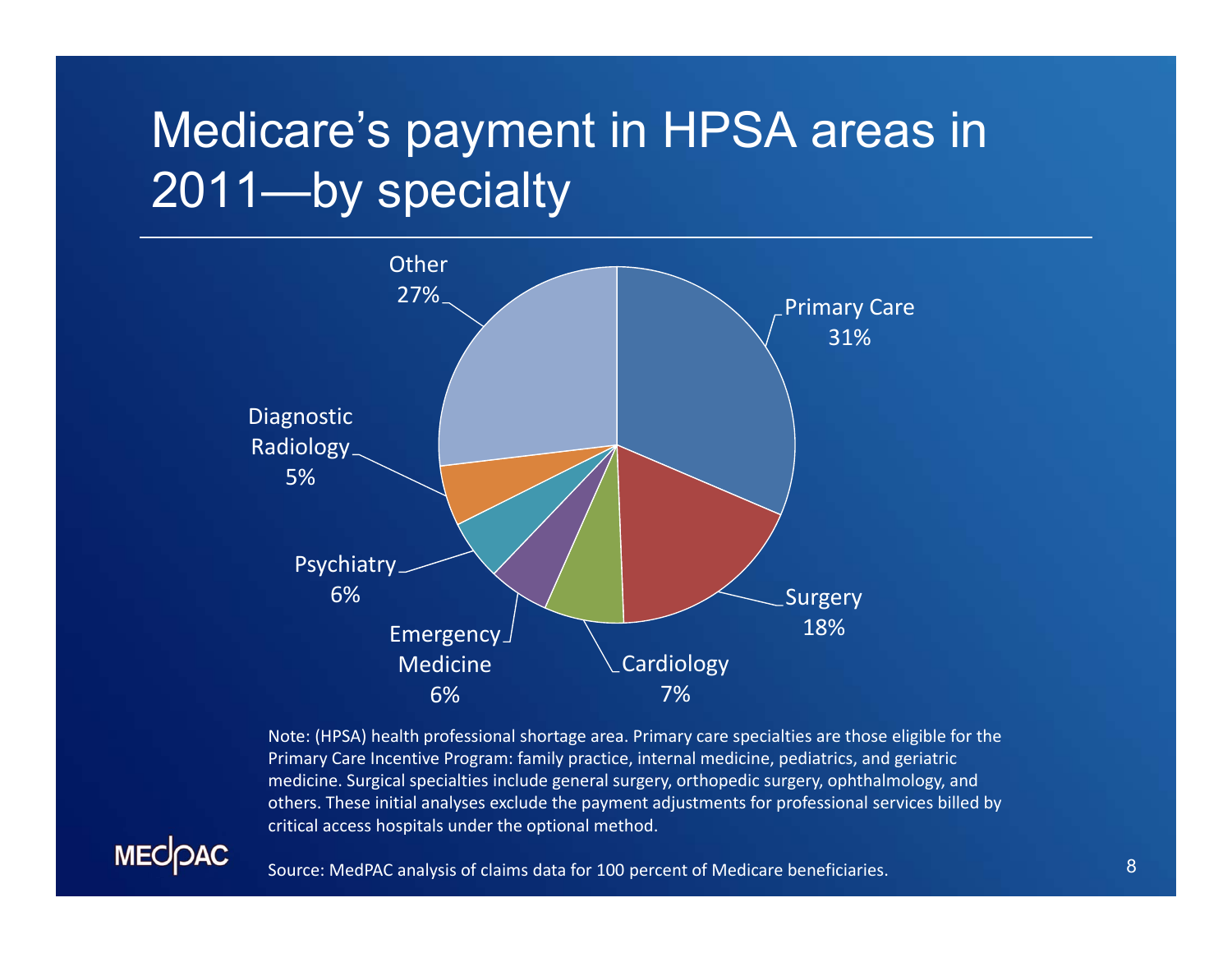# Medicare's payment in HPSA areas in 2011—by specialty

| Specialty | Share |
| --- | --- |
| Primary Care | 31% |
| Surgery | 18% |
| Cardiology | 7% |
| Emergency Medicine | 6% |
| Psychiatry | 6% |
| Diagnostic Radiology | 5% |
| Other | 27% |

Note: (HPSA) health professional shortage area. Primary care specialties are those eligible for the Primary Care Incentive Program: family practice, internal medicine, pediatrics, and geriatric medicine. Surgical specialties include general surgery, orthopedic surgery, ophthalmology, and others. These initial analyses exclude the payment adjustments for professional services billed by critical access hospitals under the optional method.

Source: MedPAC analysis of claims data for 100 percent of Medicare beneficiaries.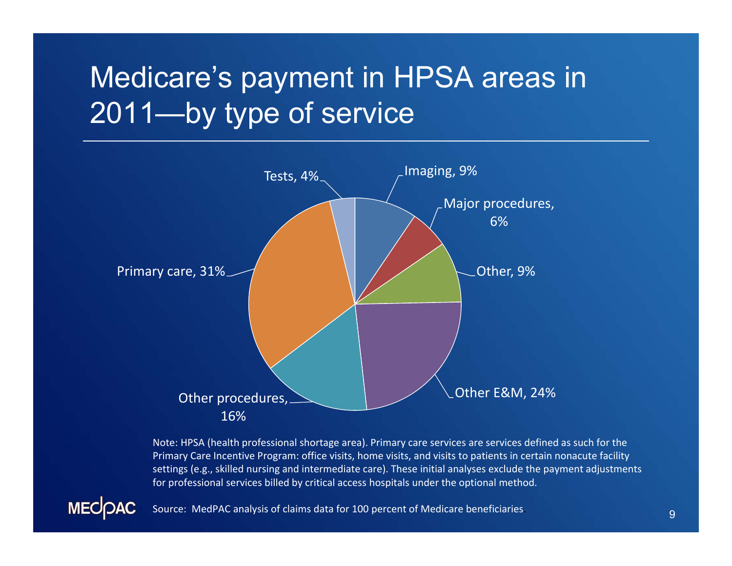# Medicare's payment in HPSA areas in 2011—by type of service

| Type of service | Share |
|---|---|
| Imaging | 9% |
| Major procedures | 6% |
| Other | 9% |
| Other E&M | 24% |
| Other procedures | 16% |
| Primary care | 31% |
| Tests | 4% |

Note: HPSA (health professional shortage area). Primary care services are services defined as such for the Primary Care Incentive Program: office visits, home visits, and visits to patients in certain nonacute facility settings (e.g., skilled nursing and intermediate care). These initial analyses exclude the payment adjustments for professional services billed by critical access hospitals under the optional method.

Source: MedPAC analysis of claims data for 100 percent of Medicare beneficiaries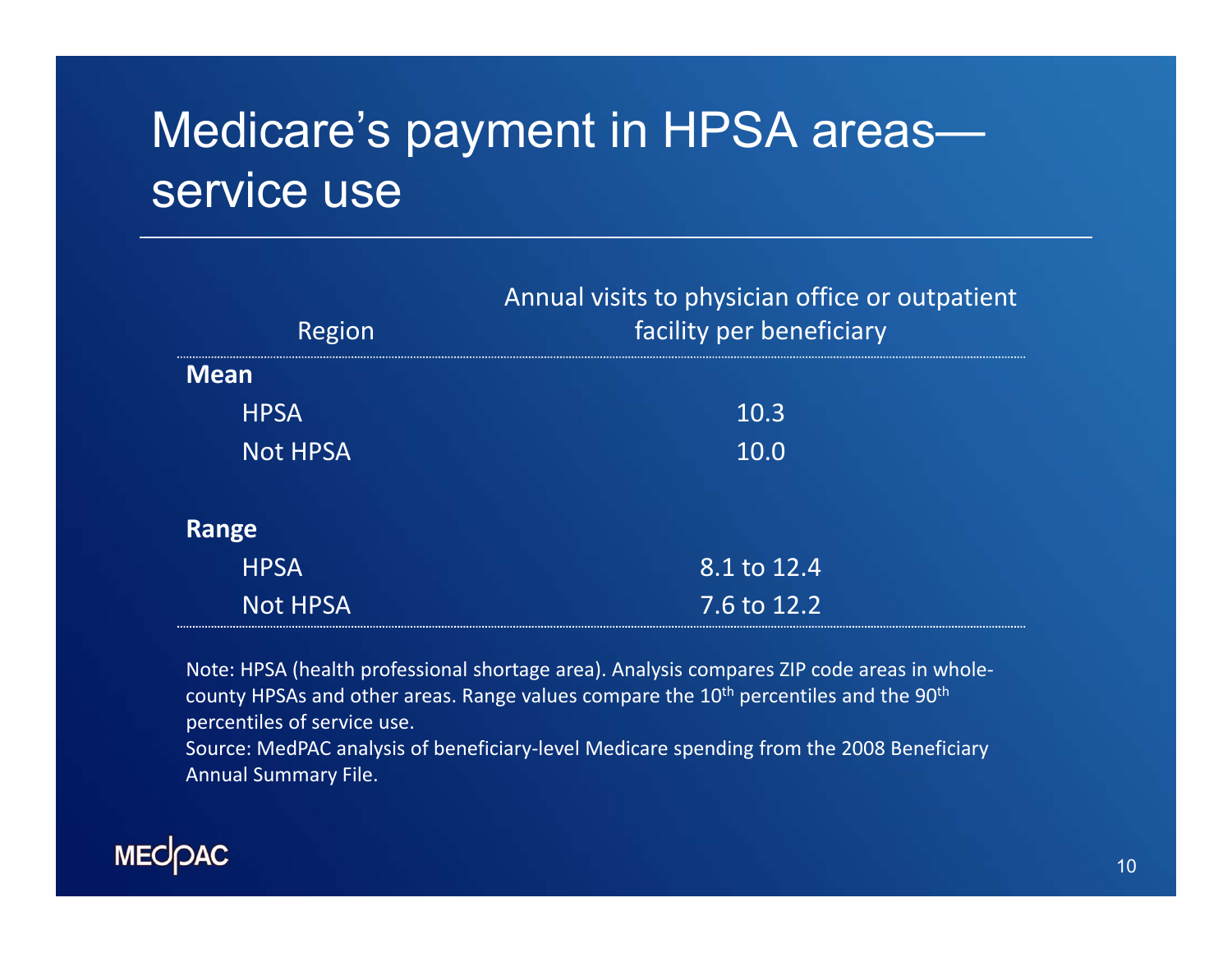# Medicare's payment in HPSA areas—service use

| Region | Annual visits to physician office or outpatient facility per beneficiary |
|---|---|
| **Mean** | |
| HPSA | 10.3 |
| Not HPSA | 10.0 |
| **Range** | |
| HPSA | 8.1 to 12.4 |
| Not HPSA | 7.6 to 12.2 |

Note: HPSA (health professional shortage area). Analysis compares ZIP code areas in whole-county HPSAs and other areas. Range values compare the 10th percentiles and the 90th percentiles of service use.

Source: MedPAC analysis of beneficiary-level Medicare spending from the 2008 Beneficiary Annual Summary File.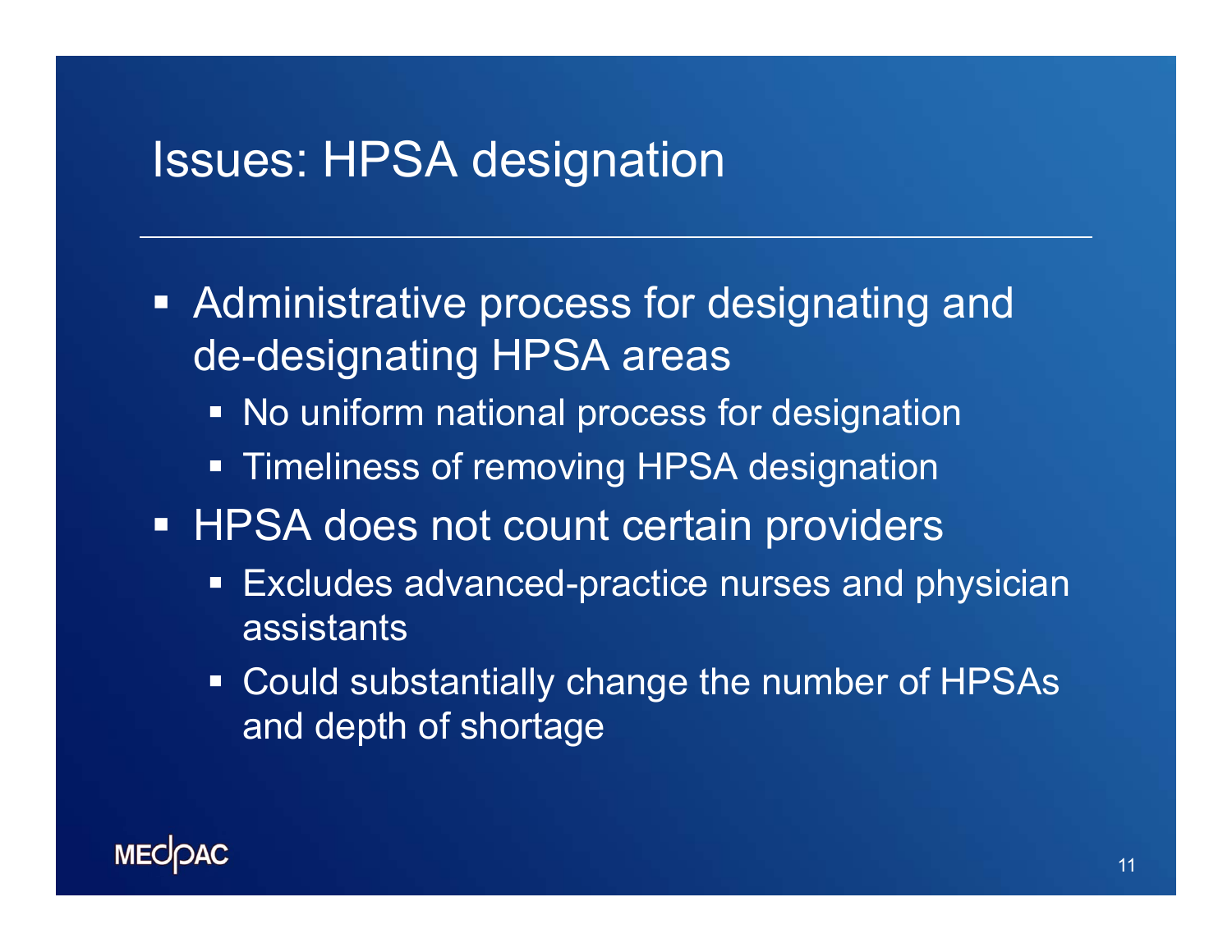# Issues: HPSA designation

- Administrative process for designating and de-designating HPSA areas
  - No uniform national process for designation
  - Timeliness of removing HPSA designation
- HPSA does not count certain providers
  - Excludes advanced-practice nurses and physician assistants
  - Could substantially change the number of HPSAs and depth of shortage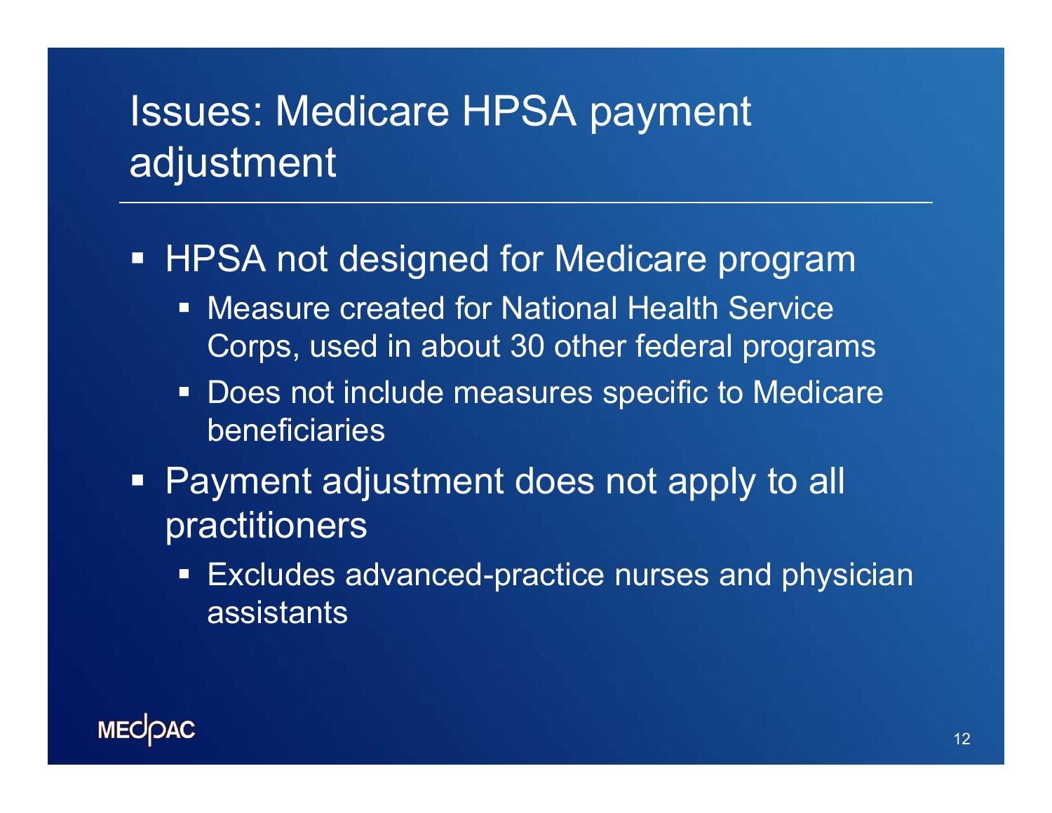# Issues: Medicare HPSA payment adjustment

- HPSA not designed for Medicare program
  - Measure created for National Health Service Corps, used in about 30 other federal programs
  - Does not include measures specific to Medicare beneficiaries
- Payment adjustment does not apply to all practitioners
  - Excludes advanced-practice nurses and physician assistants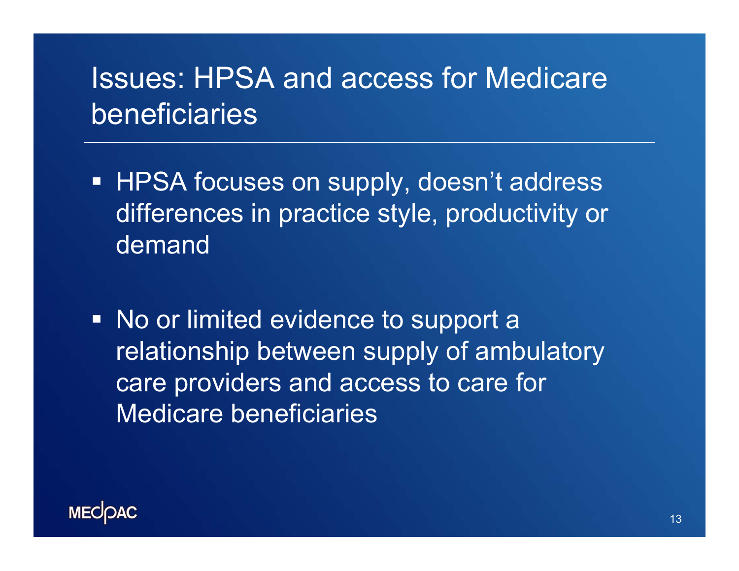# Issues: HPSA and access for Medicare beneficiaries

- HPSA focuses on supply, doesn't address differences in practice style, productivity or demand
- No or limited evidence to support a relationship between supply of ambulatory care providers and access to care for Medicare beneficiaries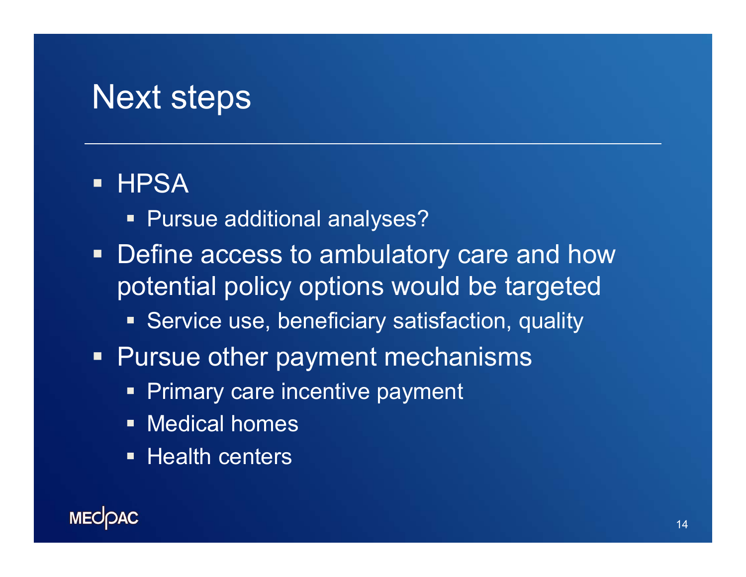# Next steps

- HPSA
  - Pursue additional analyses?
- Define access to ambulatory care and how potential policy options would be targeted
  - Service use, beneficiary satisfaction, quality
- Pursue other payment mechanisms
  - Primary care incentive payment
  - Medical homes
  - Health centers

MEDPAC